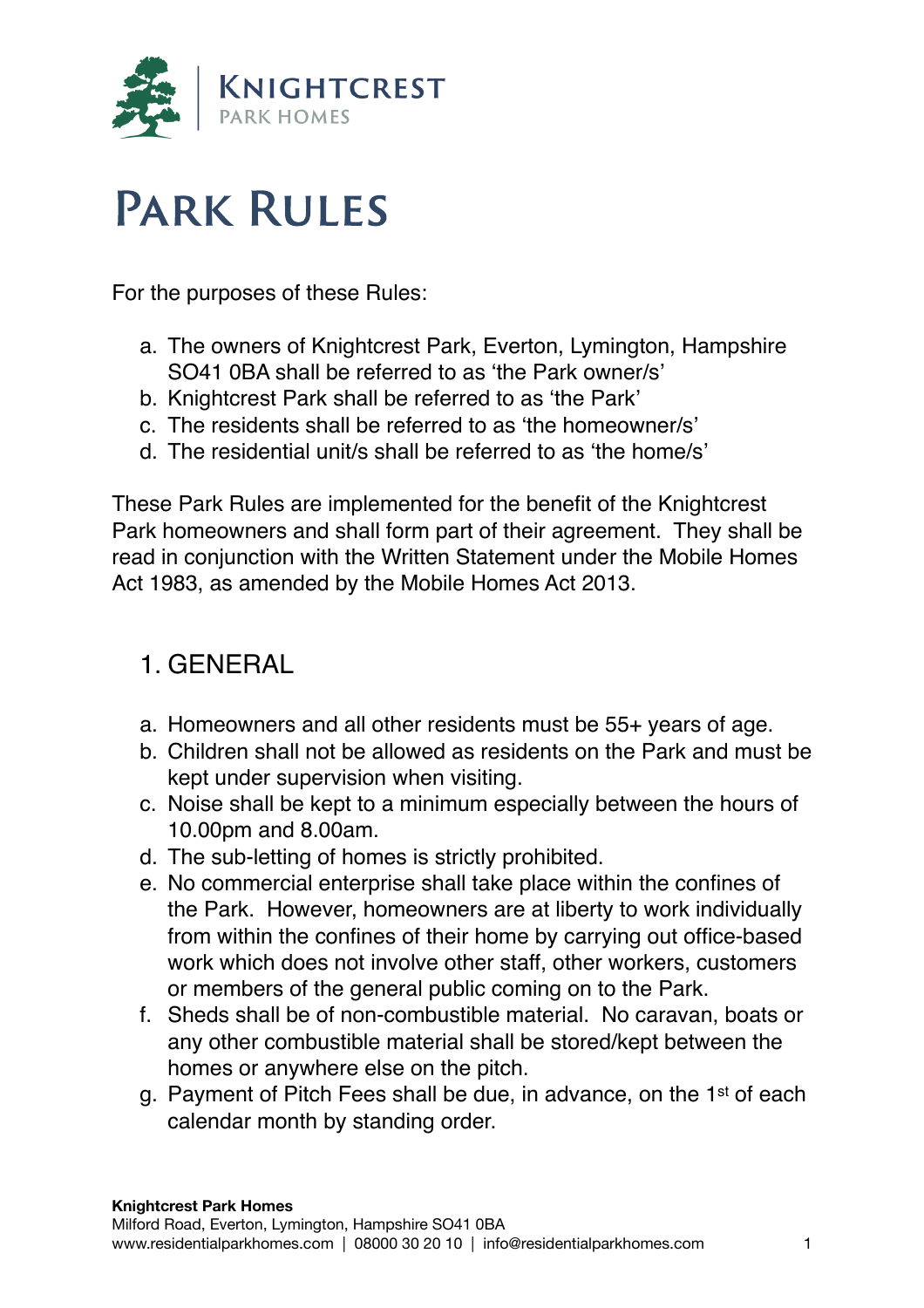**Knightcrest**
Park Homes

# Park Rules

For the purposes of these Rules:

a. The owners of Knightcrest Park, Everton, Lymington, Hampshire SO41 0BA shall be referred to as 'the Park owner/s'
b. Knightcrest Park shall be referred to as 'the Park'
c. The residents shall be referred to as 'the homeowner/s'
d. The residential unit/s shall be referred to as 'the home/s'

These Park Rules are implemented for the benefit of the Knightcrest Park homeowners and shall form part of their agreement. They shall be read in conjunction with the Written Statement under the Mobile Homes Act 1983, as amended by the Mobile Homes Act 2013.

## 1. GENERAL

a. Homeowners and all other residents must be 55+ years of age.
b. Children shall not be allowed as residents on the Park and must be kept under supervision when visiting.
c. Noise shall be kept to a minimum especially between the hours of 10.00pm and 8.00am.
d. The sub-letting of homes is strictly prohibited.
e. No commercial enterprise shall take place within the confines of the Park. However, homeowners are at liberty to work individually from within the confines of their home by carrying out office-based work which does not involve other staff, other workers, customers or members of the general public coming on to the Park.
f. Sheds shall be of non-combustible material. No caravan, boats or any other combustible material shall be stored/kept between the homes or anywhere else on the pitch.
g. Payment of Pitch Fees shall be due, in advance, on the 1st of each calendar month by standing order.

**Knightcrest Park Homes**
Milford Road, Everton, Lymington, Hampshire SO41 0BA
www.residentialparkhomes.com | 08000 30 20 10 | info@residentialparkhomes.com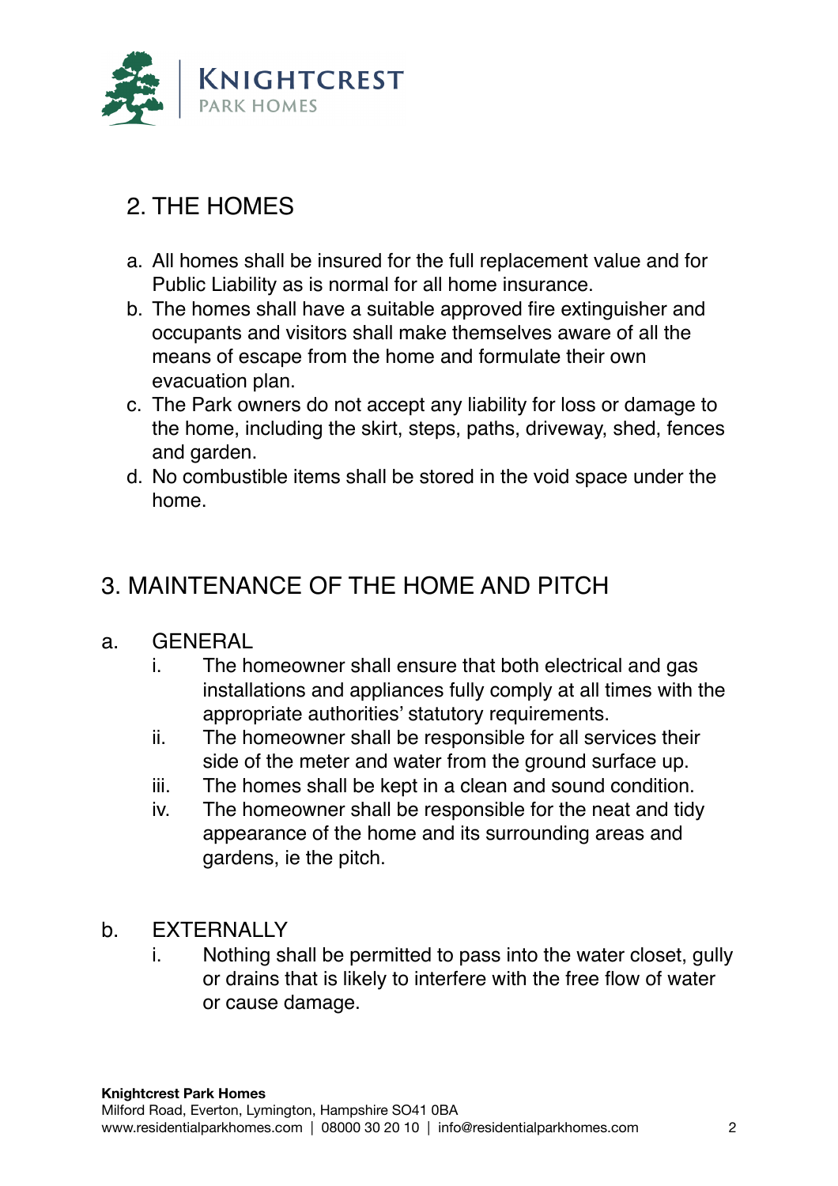## 2. THE HOMES

a. All homes shall be insured for the full replacement value and for Public Liability as is normal for all home insurance.
b. The homes shall have a suitable approved fire extinguisher and occupants and visitors shall make themselves aware of all the means of escape from the home and formulate their own evacuation plan.
c. The Park owners do not accept any liability for loss or damage to the home, including the skirt, steps, paths, driveway, shed, fences and garden.
d. No combustible items shall be stored in the void space under the home.

## 3. MAINTENANCE OF THE HOME AND PITCH

a. GENERAL

  i. The homeowner shall ensure that both electrical and gas installations and appliances fully comply at all times with the appropriate authorities' statutory requirements.
  ii. The homeowner shall be responsible for all services their side of the meter and water from the ground surface up.
  iii. The homes shall be kept in a clean and sound condition.
  iv. The homeowner shall be responsible for the neat and tidy appearance of the home and its surrounding areas and gardens, ie the pitch.

b. EXTERNALLY

  i. Nothing shall be permitted to pass into the water closet, gully or drains that is likely to interfere with the free flow of water or cause damage.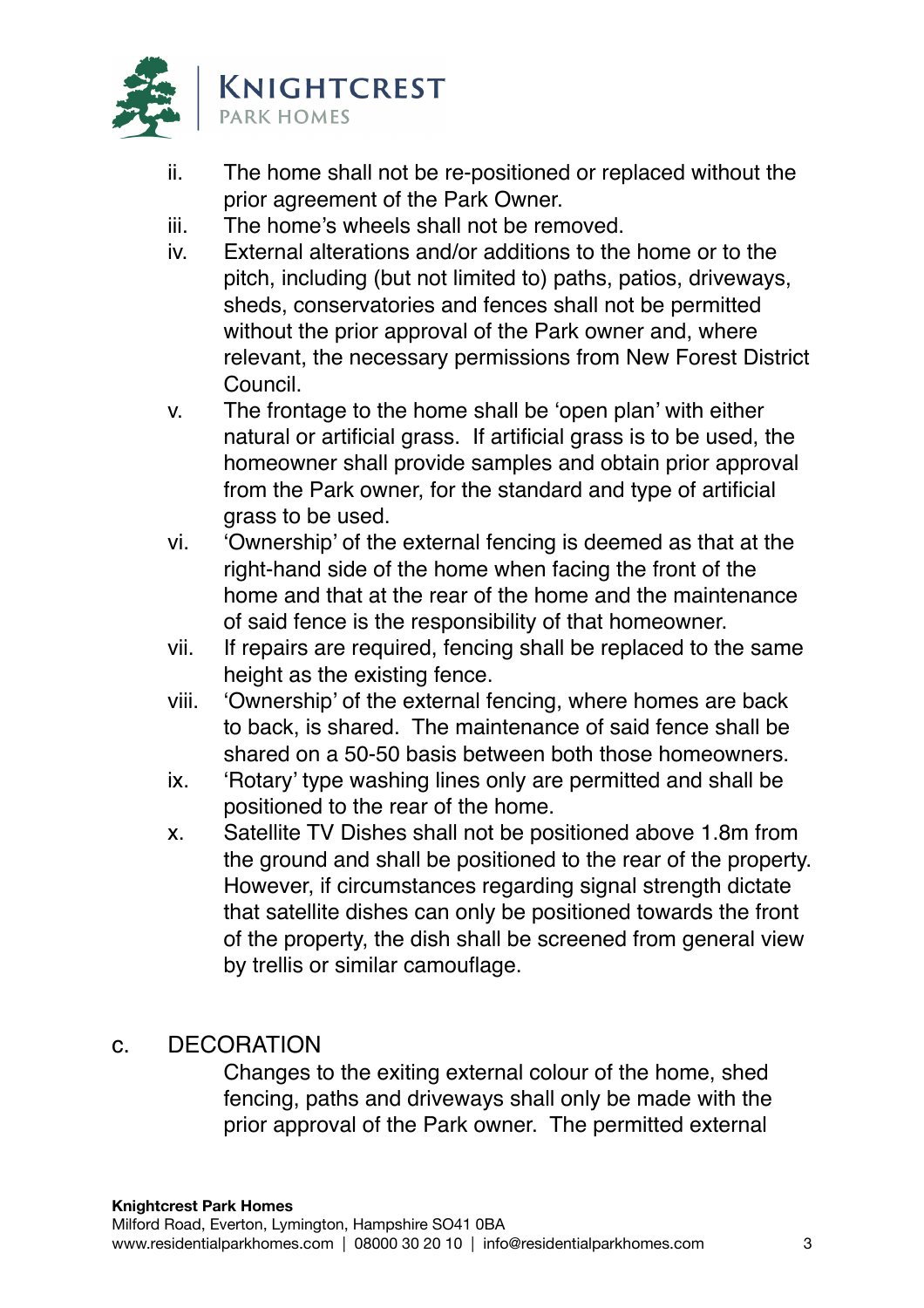ii. The home shall not be re-positioned or replaced without the prior agreement of the Park Owner.

iii. The home's wheels shall not be removed.

iv. External alterations and/or additions to the home or to the pitch, including (but not limited to) paths, patios, driveways, sheds, conservatories and fences shall not be permitted without the prior approval of the Park owner and, where relevant, the necessary permissions from New Forest District Council.

v. The frontage to the home shall be 'open plan' with either natural or artificial grass. If artificial grass is to be used, the homeowner shall provide samples and obtain prior approval from the Park owner, for the standard and type of artificial grass to be used.

vi. 'Ownership' of the external fencing is deemed as that at the right-hand side of the home when facing the front of the home and that at the rear of the home and the maintenance of said fence is the responsibility of that homeowner.

vii. If repairs are required, fencing shall be replaced to the same height as the existing fence.

viii. 'Ownership' of the external fencing, where homes are back to back, is shared. The maintenance of said fence shall be shared on a 50-50 basis between both those homeowners.

ix. 'Rotary' type washing lines only are permitted and shall be positioned to the rear of the home.

x. Satellite TV Dishes shall not be positioned above 1.8m from the ground and shall be positioned to the rear of the property. However, if circumstances regarding signal strength dictate that satellite dishes can only be positioned towards the front of the property, the dish shall be screened from general view by trellis or similar camouflage.

c. DECORATION

Changes to the exiting external colour of the home, shed fencing, paths and driveways shall only be made with the prior approval of the Park owner. The permitted external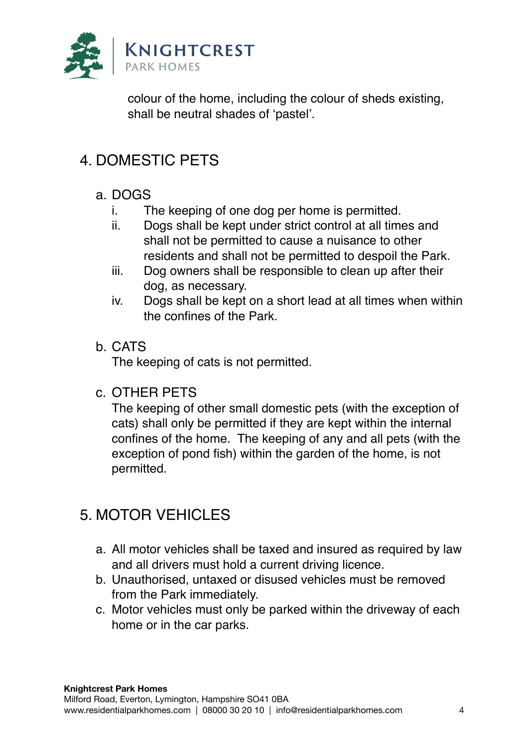colour of the home, including the colour of sheds existing, shall be neutral shades of 'pastel'.

## 4. DOMESTIC PETS

a. DOGS

   i. The keeping of one dog per home is permitted.
   ii. Dogs shall be kept under strict control at all times and shall not be permitted to cause a nuisance to other residents and shall not be permitted to despoil the Park.
   iii. Dog owners shall be responsible to clean up after their dog, as necessary.
   iv. Dogs shall be kept on a short lead at all times when within the confines of the Park.

b. CATS

   The keeping of cats is not permitted.

c. OTHER PETS

   The keeping of other small domestic pets (with the exception of cats) shall only be permitted if they are kept within the internal confines of the home. The keeping of any and all pets (with the exception of pond fish) within the garden of the home, is not permitted.

## 5. MOTOR VEHICLES

a. All motor vehicles shall be taxed and insured as required by law and all drivers must hold a current driving licence.
b. Unauthorised, untaxed or disused vehicles must be removed from the Park immediately.
c. Motor vehicles must only be parked within the driveway of each home or in the car parks.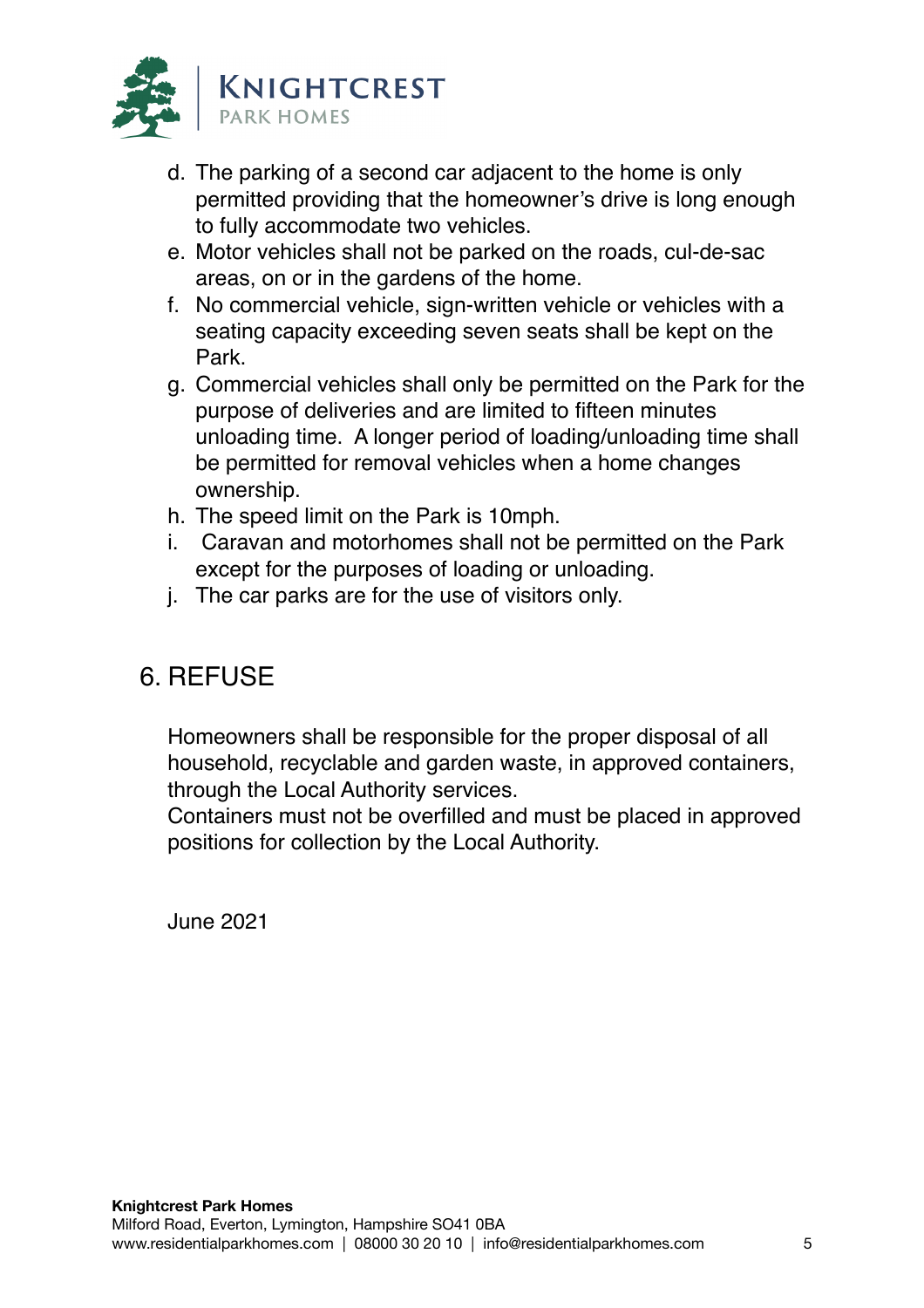d. The parking of a second car adjacent to the home is only permitted providing that the homeowner's drive is long enough to fully accommodate two vehicles.
e. Motor vehicles shall not be parked on the roads, cul-de-sac areas, on or in the gardens of the home.
f. No commercial vehicle, sign-written vehicle or vehicles with a seating capacity exceeding seven seats shall be kept on the Park.
g. Commercial vehicles shall only be permitted on the Park for the purpose of deliveries and are limited to fifteen minutes unloading time. A longer period of loading/unloading time shall be permitted for removal vehicles when a home changes ownership.
h. The speed limit on the Park is 10mph.
i. Caravan and motorhomes shall not be permitted on the Park except for the purposes of loading or unloading.
j. The car parks are for the use of visitors only.

## 6. REFUSE

Homeowners shall be responsible for the proper disposal of all household, recyclable and garden waste, in approved containers, through the Local Authority services.
Containers must not be overfilled and must be placed in approved positions for collection by the Local Authority.

June 2021